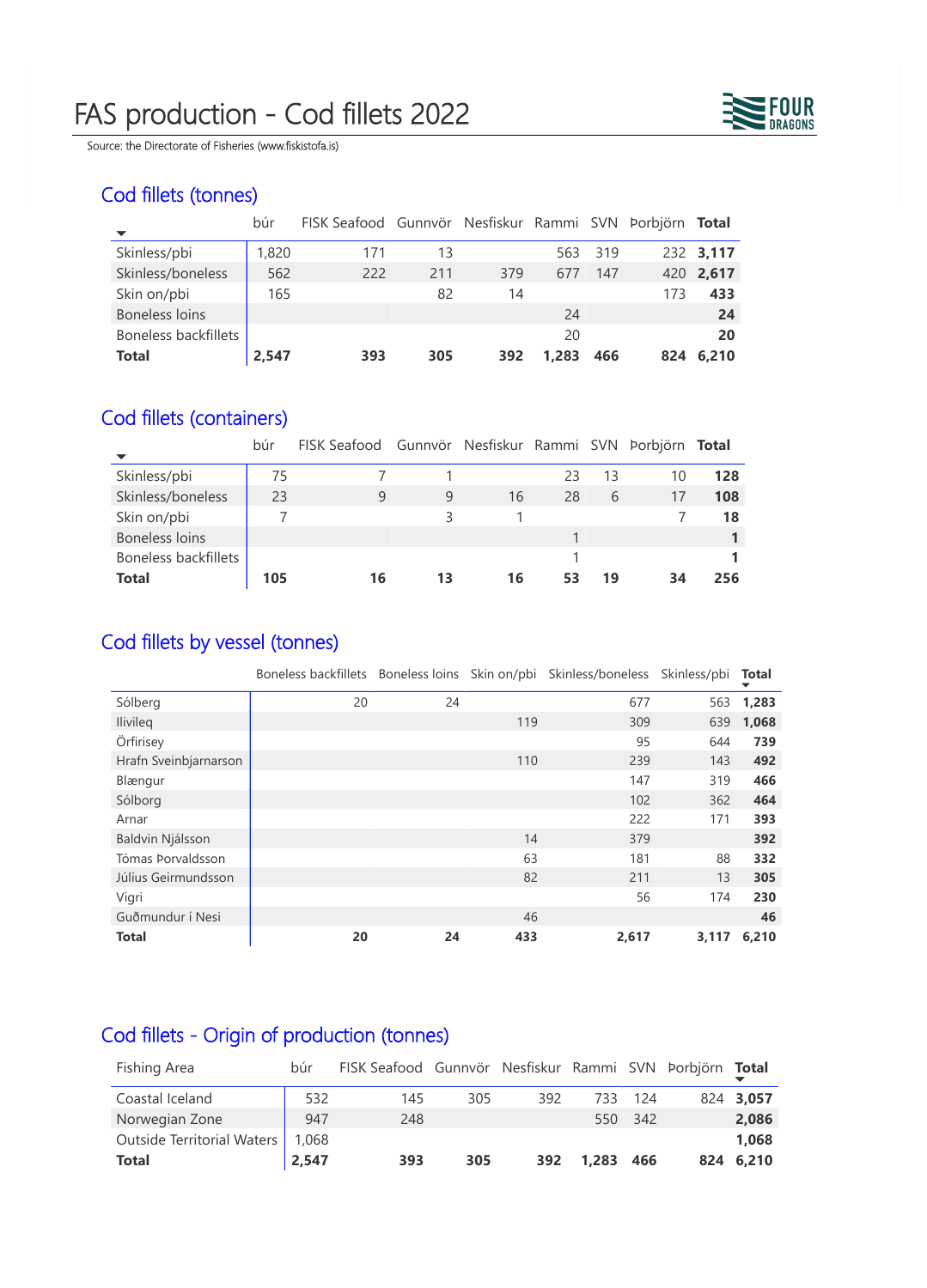# FAS production - Cod fillets 2022

Source: the Directorate of Fisheries (www.fiskistofa.is)

## Cod fillets (tonnes)

| | búr | FISK Seafood | Gunnvör | Nesfiskur | Rammi | SVN | Þorbjörn | **Total** |
|---|---|---|---|---|---|---|---|---|
| Skinless/pbi | 1,820 | 171 | 13 | | 563 | 319 | 232 | **3,117** |
| Skinless/boneless | 562 | 222 | 211 | 379 | 677 | 147 | 420 | **2,617** |
| Skin on/pbi | 165 | | 82 | 14 | | | 173 | **433** |
| Boneless loins | | | | | 24 | | | **24** |
| Boneless backfillets | | | | | 20 | | | **20** |
| **Total** | **2,547** | **393** | **305** | **392** | **1,283** | **466** | **824** | **6,210** |

## Cod fillets (containers)

| | búr | FISK Seafood | Gunnvör | Nesfiskur | Rammi | SVN | Þorbjörn | **Total** |
|---|---|---|---|---|---|---|---|---|
| Skinless/pbi | 75 | 7 | 1 | | 23 | 13 | 10 | **128** |
| Skinless/boneless | 23 | 9 | 9 | 16 | 28 | 6 | 17 | **108** |
| Skin on/pbi | 7 | | 3 | 1 | | | 7 | **18** |
| Boneless loins | | | | | 1 | | | **1** |
| Boneless backfillets | | | | | 1 | | | **1** |
| **Total** | **105** | **16** | **13** | **16** | **53** | **19** | **34** | **256** |

## Cod fillets by vessel (tonnes)

| | Boneless backfillets | Boneless loins | Skin on/pbi | Skinless/boneless | Skinless/pbi | **Total** |
|---|---|---|---|---|---|---|
| Sólberg | 20 | 24 | | 677 | 563 | **1,283** |
| Ilivileq | | | 119 | 309 | 639 | **1,068** |
| Örfirisey | | | | 95 | 644 | **739** |
| Hrafn Sveinbjarnarson | | | 110 | 239 | 143 | **492** |
| Blængur | | | | 147 | 319 | **466** |
| Sólborg | | | | 102 | 362 | **464** |
| Arnar | | | | 222 | 171 | **393** |
| Baldvin Njálsson | | | 14 | 379 | | **392** |
| Tómas Þorvaldsson | | | 63 | 181 | 88 | **332** |
| Júlíus Geirmundsson | | | 82 | 211 | 13 | **305** |
| Vigri | | | | 56 | 174 | **230** |
| Guðmundur í Nesi | | | 46 | | | **46** |
| **Total** | **20** | **24** | **433** | **2,617** | **3,117** | **6,210** |

## Cod fillets - Origin of production (tonnes)

| Fishing Area | búr | FISK Seafood | Gunnvör | Nesfiskur | Rammi | SVN | Þorbjörn | **Total** |
|---|---|---|---|---|---|---|---|---|
| Coastal Iceland | 532 | 145 | 305 | 392 | 733 | 124 | 824 | **3,057** |
| Norwegian Zone | 947 | 248 | | | 550 | 342 | | **2,086** |
| Outside Territorial Waters | 1,068 | | | | | | | **1,068** |
| **Total** | **2,547** | **393** | **305** | **392** | **1,283** | **466** | **824** | **6,210** |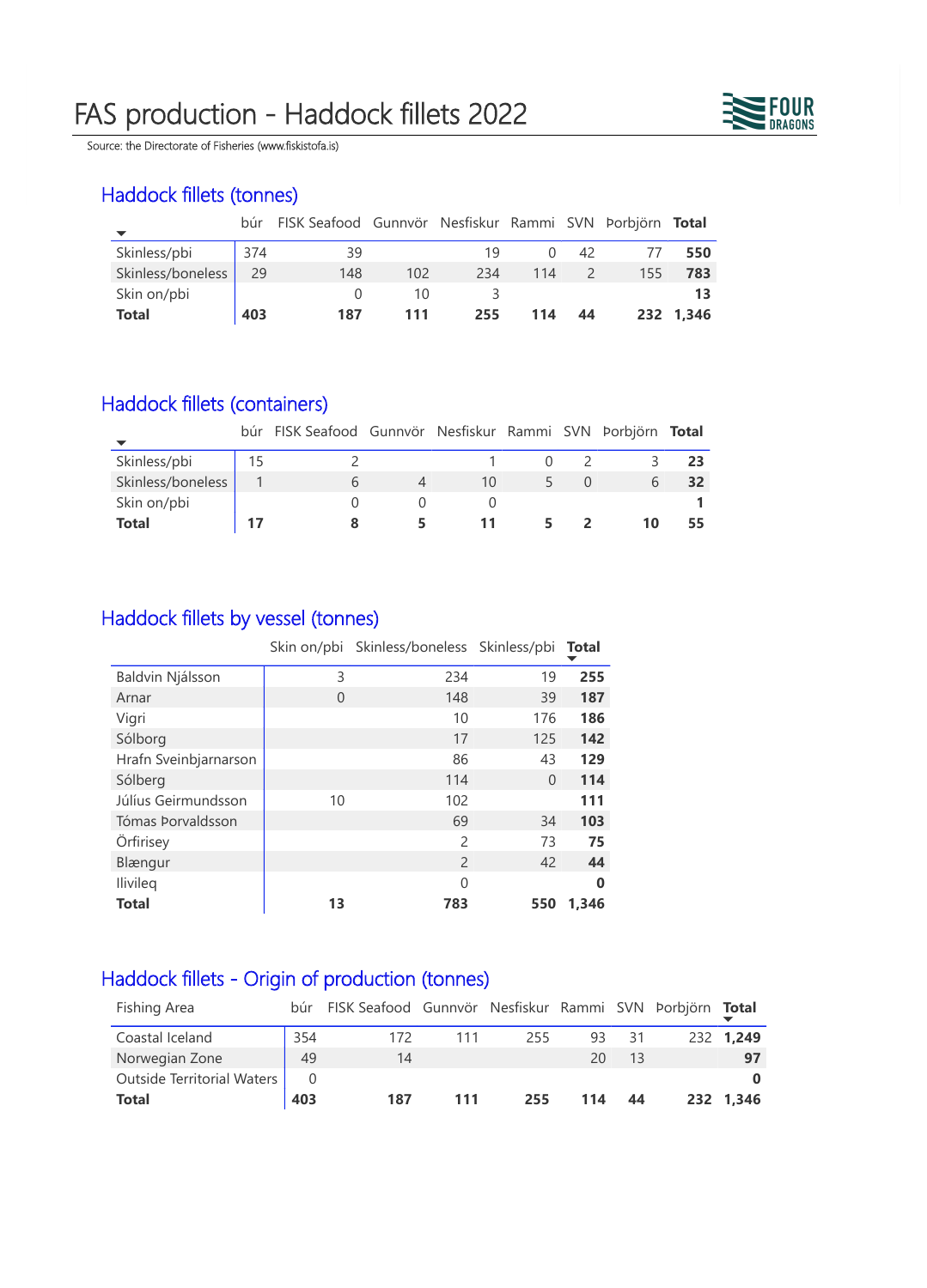# FAS production - Haddock fillets 2022

Source: the Directorate of Fisheries (www.fiskistofa.is)

## Haddock fillets (tonnes)

| | búr | FISK Seafood | Gunnvör | Nesfiskur | Rammi | SVN | Þorbjörn | **Total** |
|---|---|---|---|---|---|---|---|---|
| Skinless/pbi | 374 | 39 | | 19 | 0 | 42 | 77 | **550** |
| Skinless/boneless | 29 | 148 | 102 | 234 | 114 | 2 | 155 | **783** |
| Skin on/pbi | | 0 | 10 | 3 | | | | **13** |
| **Total** | **403** | **187** | **111** | **255** | **114** | **44** | **232** | **1,346** |

## Haddock fillets (containers)

| | búr | FISK Seafood | Gunnvör | Nesfiskur | Rammi | SVN | Þorbjörn | **Total** |
|---|---|---|---|---|---|---|---|---|
| Skinless/pbi | 15 | 2 | | 1 | 0 | 2 | 3 | **23** |
| Skinless/boneless | 1 | 6 | 4 | 10 | 5 | 0 | 6 | **32** |
| Skin on/pbi | | 0 | 0 | 0 | | | | **1** |
| **Total** | **17** | **8** | **5** | **11** | **5** | **2** | **10** | **55** |

## Haddock fillets by vessel (tonnes)

| | Skin on/pbi | Skinless/boneless | Skinless/pbi | **Total** |
|---|---|---|---|---|
| Baldvin Njálsson | 3 | 234 | 19 | **255** |
| Arnar | 0 | 148 | 39 | **187** |
| Vigri | | 10 | 176 | **186** |
| Sólborg | | 17 | 125 | **142** |
| Hrafn Sveinbjarnarson | | 86 | 43 | **129** |
| Sólberg | | 114 | 0 | **114** |
| Júlíus Geirmundsson | 10 | 102 | | **111** |
| Tómas Þorvaldsson | | 69 | 34 | **103** |
| Örfirisey | | 2 | 73 | **75** |
| Blængur | | 2 | 42 | **44** |
| Ilivileq | | 0 | | **0** |
| **Total** | **13** | **783** | **550** | **1,346** |

## Haddock fillets - Origin of production (tonnes)

| Fishing Area | búr | FISK Seafood | Gunnvör | Nesfiskur | Rammi | SVN | Þorbjörn | **Total** |
|---|---|---|---|---|---|---|---|---|
| Coastal Iceland | 354 | 172 | 111 | 255 | 93 | 31 | 232 | **1,249** |
| Norwegian Zone | 49 | 14 | | | 20 | 13 | | **97** |
| Outside Territorial Waters | 0 | | | | | | | **0** |
| **Total** | **403** | **187** | **111** | **255** | **114** | **44** | **232** | **1,346** |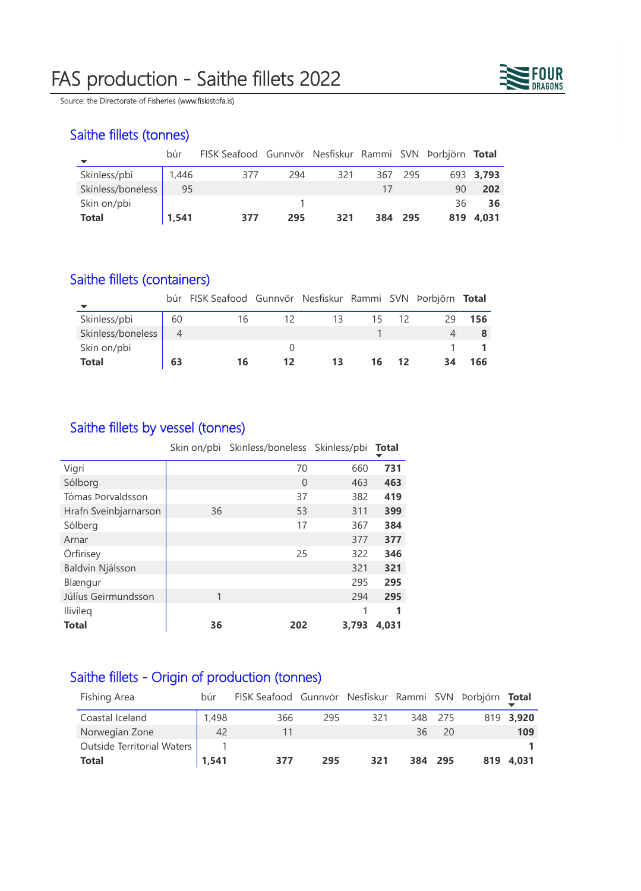# FAS production - Saithe fillets 2022

Source: the Directorate of Fisheries (www.fiskistofa.is)

## Saithe fillets (tonnes)

| | búr | FISK Seafood | Gunnvör | Nesfiskur | Rammi | SVN | Þorbjörn | Total |
|---|---|---|---|---|---|---|---|---|
| Skinless/pbi | 1,446 | 377 | 294 | 321 | 367 | 295 | 693 | **3,793** |
| Skinless/boneless | 95 | | | | 17 | | 90 | **202** |
| Skin on/pbi | | | 1 | | | | 36 | **36** |
| **Total** | **1,541** | **377** | **295** | **321** | **384** | **295** | **819** | **4,031** |

## Saithe fillets (containers)

| | búr | FISK Seafood | Gunnvör | Nesfiskur | Rammi | SVN | Þorbjörn | Total |
|---|---|---|---|---|---|---|---|---|
| Skinless/pbi | 60 | 16 | 12 | 13 | 15 | 12 | 29 | **156** |
| Skinless/boneless | 4 | | | | 1 | | 4 | **8** |
| Skin on/pbi | | | 0 | | | | 1 | **1** |
| **Total** | **63** | **16** | **12** | **13** | **16** | **12** | **34** | **166** |

## Saithe fillets by vessel (tonnes)

| | Skin on/pbi | Skinless/boneless | Skinless/pbi | Total |
|---|---|---|---|---|
| Vigri | | 70 | 660 | **731** |
| Sólborg | | 0 | 463 | **463** |
| Tómas Þorvaldsson | | 37 | 382 | **419** |
| Hrafn Sveinbjarnarson | 36 | 53 | 311 | **399** |
| Sólberg | | 17 | 367 | **384** |
| Arnar | | | 377 | **377** |
| Örfirisey | | 25 | 322 | **346** |
| Baldvin Njálsson | | | 321 | **321** |
| Blængur | | | 295 | **295** |
| Júlíus Geirmundsson | 1 | | 294 | **295** |
| Ilivileq | | | 1 | **1** |
| **Total** | **36** | **202** | **3,793** | **4,031** |

## Saithe fillets - Origin of production (tonnes)

| Fishing Area | búr | FISK Seafood | Gunnvör | Nesfiskur | Rammi | SVN | Þorbjörn | Total |
|---|---|---|---|---|---|---|---|---|
| Coastal Iceland | 1,498 | 366 | 295 | 321 | 348 | 275 | 819 | **3,920** |
| Norwegian Zone | 42 | 11 | | | 36 | 20 | | **109** |
| Outside Territorial Waters | 1 | | | | | | | **1** |
| **Total** | **1,541** | **377** | **295** | **321** | **384** | **295** | **819** | **4,031** |